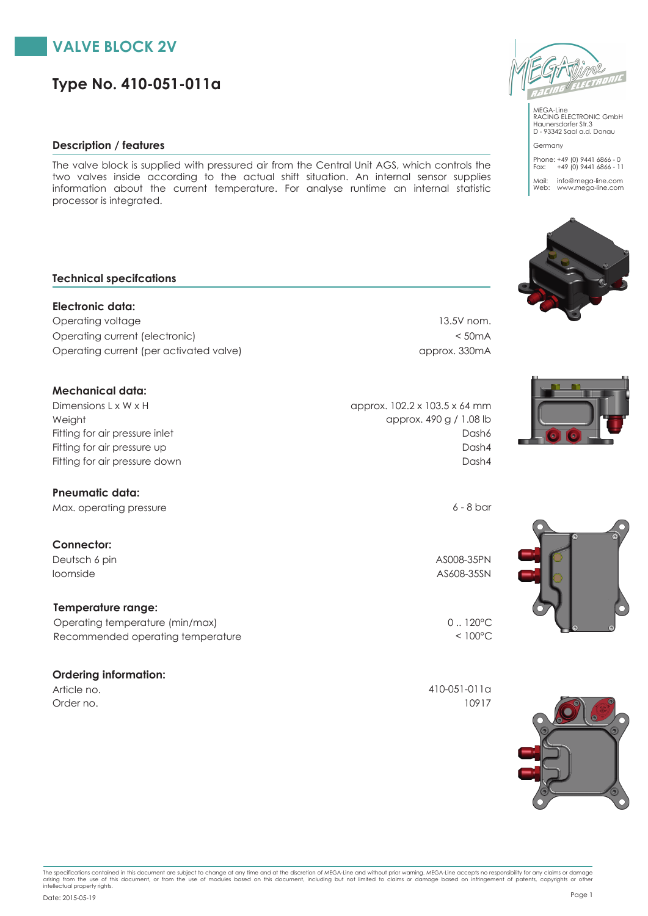# VALVE BLOCK 2V

## Type No. 410-051-011a

MEGA-Line
RACING ELECTRONIC GmbH
Haunersdorfer Str.3
D - 93342 Saal a.d. Donau

Germany

Phone: +49 (0) 9441 6866 - 0
Fax: +49 (0) 9441 6866 - 11

Mail: info@mega-line.com
Web: www.mega-line.com

### Description / features

The valve block is supplied with pressured air from the Central Unit AGS, which controls the two valves inside according to the actual shift situation. An internal sensor supplies information about the current temperature. For analyse runtime an internal statistic processor is integrated.

### Technical specifcations

**Electronic data:**

| | |
|---|---|
| Operating voltage | 13.5V nom. |
| Operating current (electronic) | < 50mA |
| Operating current (per activated valve) | approx. 330mA |

**Mechanical data:**

| | |
|---|---|
| Dimensions L x W x H | approx. 102.2 x 103.5 x 64 mm |
| Weight | approx. 490 g / 1.08 lb |
| Fitting for air pressure inlet | Dash6 |
| Fitting for air pressure up | Dash4 |
| Fitting for air pressure down | Dash4 |

**Pneumatic data:**

| | |
|---|---|
| Max. operating pressure | 6 - 8 bar |

**Connector:**

| | |
|---|---|
| Deutsch 6 pin | AS008-35PN |
| loomside | AS608-35SN |

**Temperature range:**

| | |
|---|---|
| Operating temperature (min/max) | 0 .. 120°C |
| Recommended operating temperature | < 100°C |

**Ordering information:**

| | |
|---|---|
| Article no. | 410-051-011a |
| Order no. | 10917 |

The specifications contained in this document are subject to change at any time and at the discretion of MEGA-Line and without prior warning. MEGA-Line accepts no responsibility for any claims or damage arising from the use of this document, or from the use of modules based on this document, including but not limited to claims or damage based on infringement of patents, copyrights or other intellectual property rights.

Date: 2015-05-19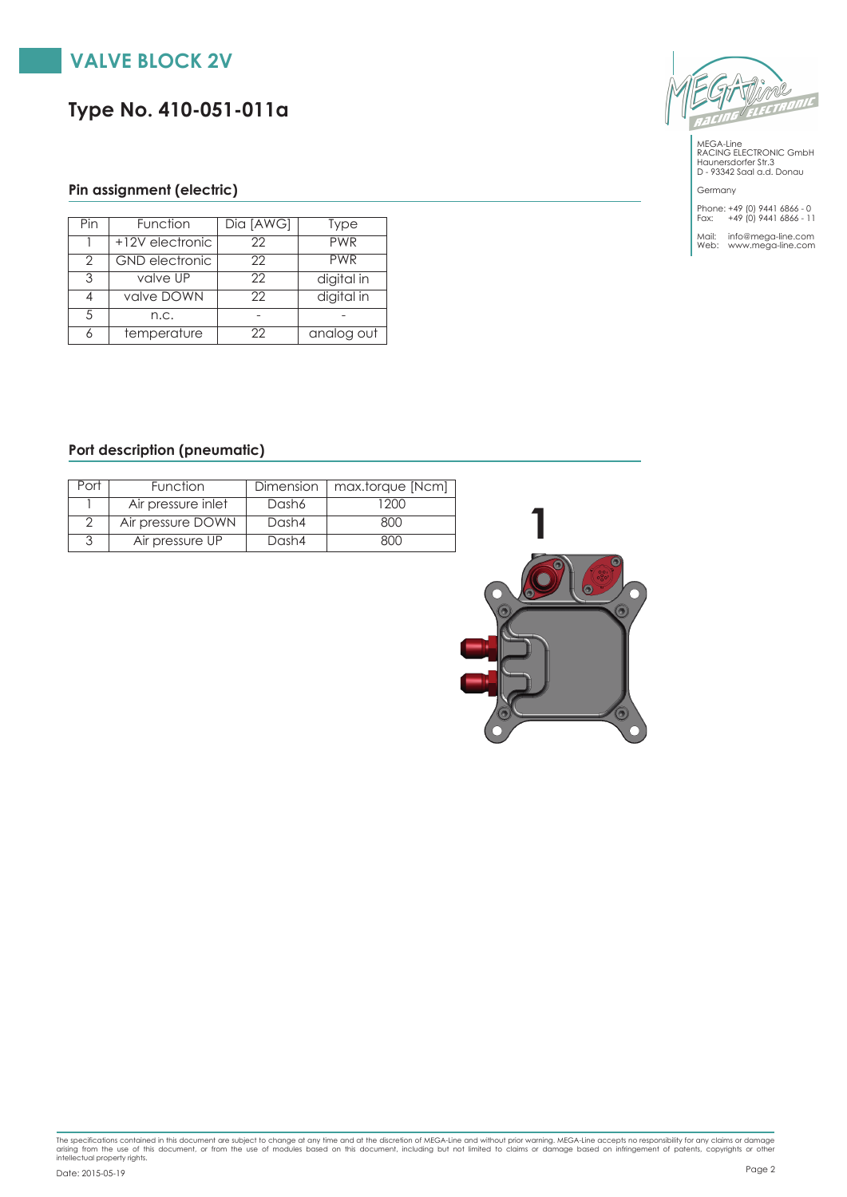# VALVE BLOCK 2V

## Type No. 410-051-011a

MEGA-Line
RACING ELECTRONIC GmbH
Haunersdorfer Str.3
D - 93342 Saal a.d. Donau

Germany

Phone: +49 (0) 9441 6866 - 0
Fax: +49 (0) 9441 6866 - 11

Mail: info@mega-line.com
Web: www.mega-line.com

### Pin assignment (electric)

| Pin | Function | Dia [AWG] | Type |
|---|---|---|---|
| 1 | +12V electronic | 22 | PWR |
| 2 | GND electronic | 22 | PWR |
| 3 | valve UP | 22 | digital in |
| 4 | valve DOWN | 22 | digital in |
| 5 | n.c. | - | - |
| 6 | temperature | 22 | analog out |

### Port description (pneumatic)

| Port | Function | Dimension | max.torque [Ncm] |
|---|---|---|---|
| 1 | Air pressure inlet | Dash6 | 1200 |
| 2 | Air pressure DOWN | Dash4 | 800 |
| 3 | Air pressure UP | Dash4 | 800 |

1

The specifications contained in this document are subject to change at any time and at the discretion of MEGA-Line and without prior warning. MEGA-Line accepts no responsibility for any claims or damage arising from the use of this document, or from the use of modules based on this document, including but not limited to claims or damage based on infringement of patents, copyrights or other intellectual property rights.

Date: 2015-05-19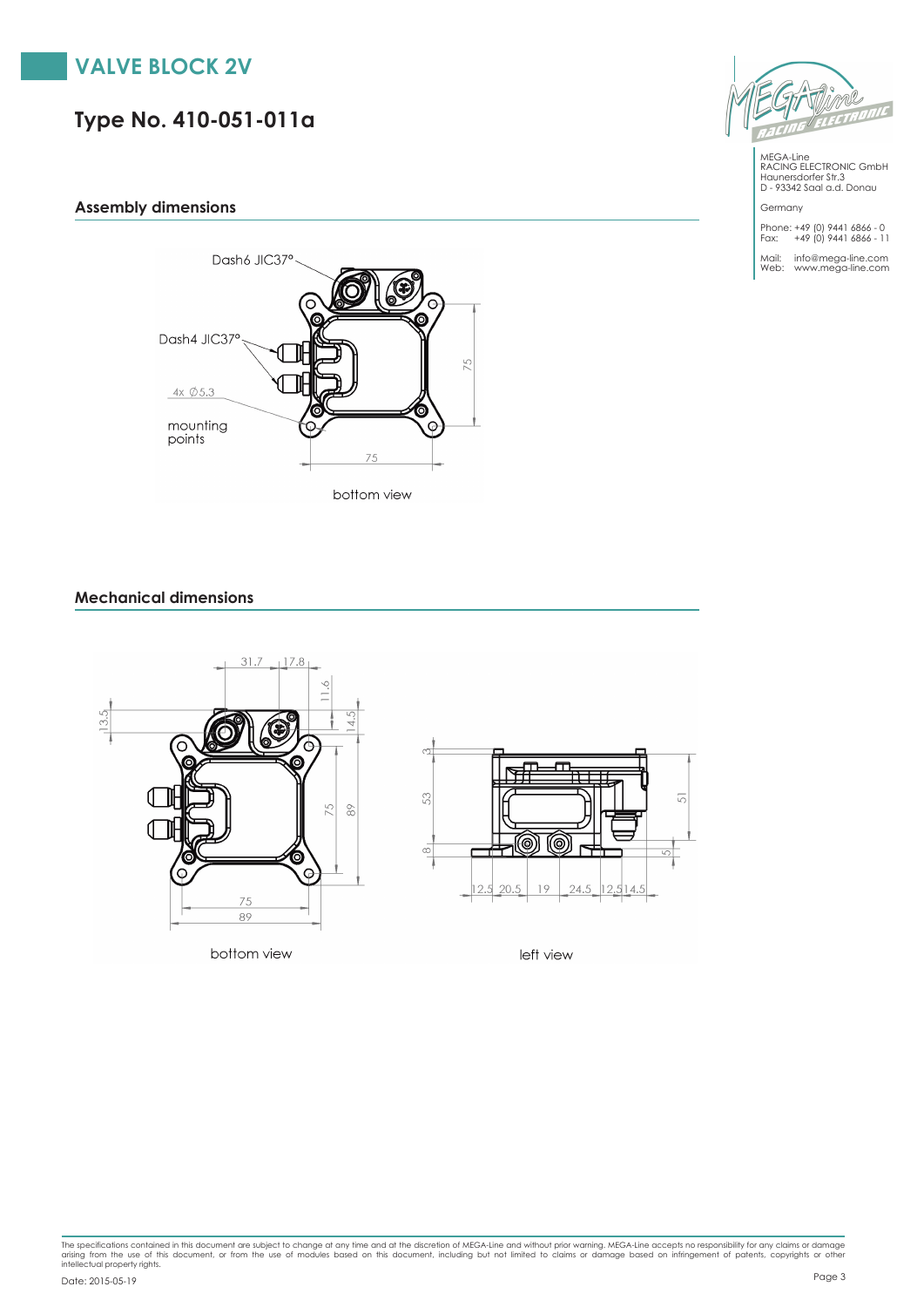# VALVE BLOCK 2V

## Type No. 410-051-011a

MEGA-Line
RACING ELECTRONIC GmbH
Haunersdorfer Str.3
D - 93342 Saal a.d. Donau

Germany

Phone: +49 (0) 9441 6866 - 0
Fax: +49 (0) 9441 6866 - 11

Mail: info@mega-line.com
Web: www.mega-line.com

### Assembly dimensions

Dash6 JIC37°

Dash4 JIC37°

4x Ø5.3

mounting points

75

75

bottom view

### Mechanical dimensions

31.7
17.8
11.6
13.5
14.5
75
89
75
89

bottom view

3
53
8
51
5
12.5
20.5
19
24.5
12.5
14.5

left view

The specifications contained in this document are subject to change at any time and at the discretion of MEGA-Line and without prior warning. MEGA-Line accepts no responsibility for any claims or damage arising from the use of this document, or from the use of modules based on this document, including but not limited to claims or damage based on infringement of patents, copyrights or other intellectual property rights.

Date: 2015-05-19